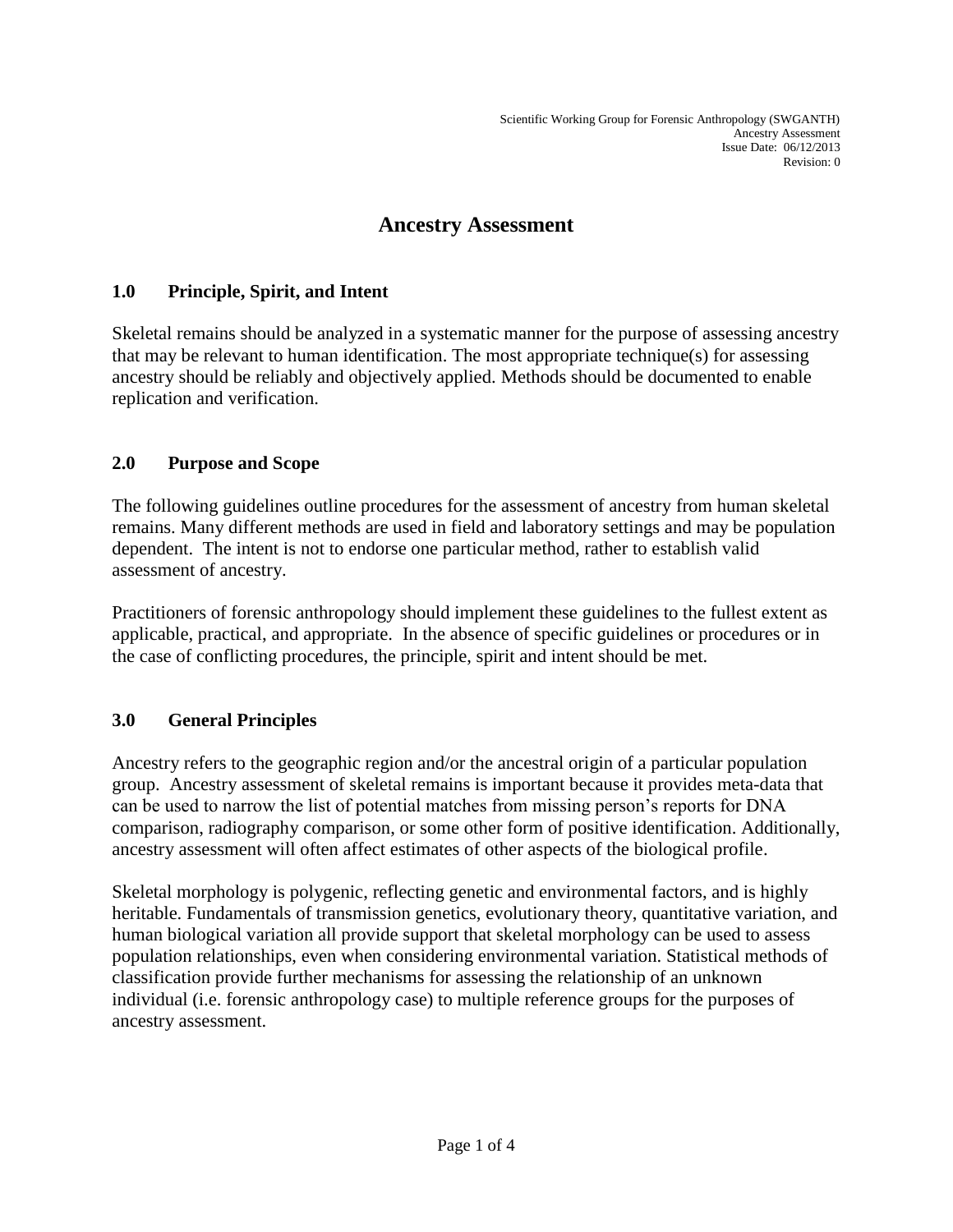# Ancestry Assessment

## 1.0 Principle, Spirit, and Intent

Skeletal remains should be analyzed in a systematic manner for the purpose of assessing ancestry that may be relevant to human identification. The most appropriate technique(s) for assessing ancestry should be reliably and objectively applied. Methods should be documented to enable replication and verification.

## 2.0 Purpose and Scope

The following guidelines outline procedures for the assessment of ancestry from human skeletal remains. Many different methods are used in field and laboratory settings and may be population dependent. The intent is not to endorse one particular method, rather to establish valid assessment of ancestry.

Practitioners of forensic anthropology should implement these guidelines to the fullest extent as applicable, practical, and appropriate. In the absence of specific guidelines or procedures or in the case of conflicting procedures, the principle, spirit and intent should be met.

## 3.0 General Principles

Ancestry refers to the geographic region and/or the ancestral origin of a particular population group. Ancestry assessment of skeletal remains is important because it provides meta-data that can be used to narrow the list of potential matches from missing person's reports for DNA comparison, radiography comparison, or some other form of positive identification. Additionally, ancestry assessment will often affect estimates of other aspects of the biological profile.

Skeletal morphology is polygenic, reflecting genetic and environmental factors, and is highly heritable. Fundamentals of transmission genetics, evolutionary theory, quantitative variation, and human biological variation all provide support that skeletal morphology can be used to assess population relationships, even when considering environmental variation. Statistical methods of classification provide further mechanisms for assessing the relationship of an unknown individual (i.e. forensic anthropology case) to multiple reference groups for the purposes of ancestry assessment.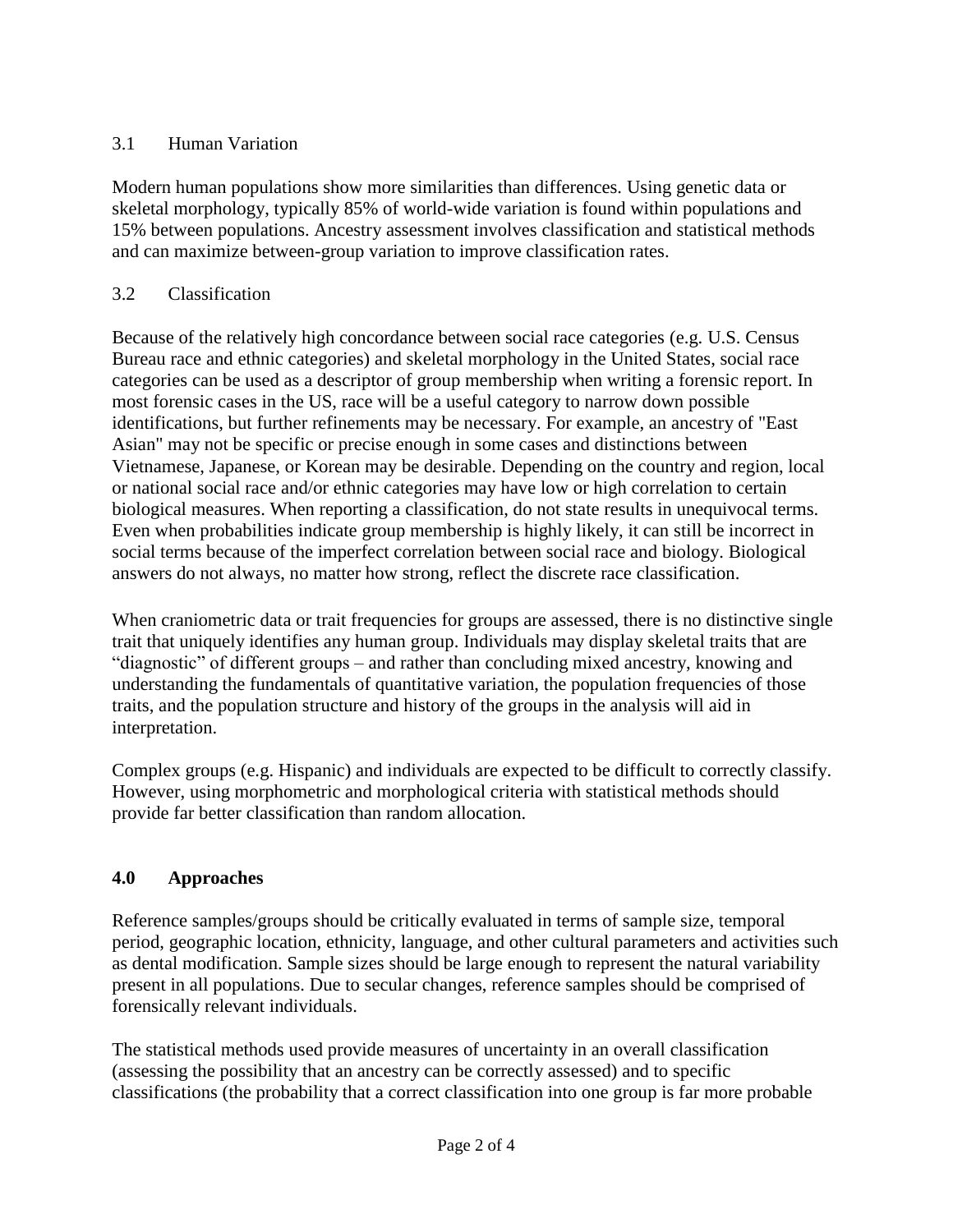### 3.1 Human Variation

Modern human populations show more similarities than differences. Using genetic data or skeletal morphology, typically 85% of world-wide variation is found within populations and 15% between populations. Ancestry assessment involves classification and statistical methods and can maximize between-group variation to improve classification rates.

### 3.2 Classification

Because of the relatively high concordance between social race categories (e.g. U.S. Census Bureau race and ethnic categories) and skeletal morphology in the United States, social race categories can be used as a descriptor of group membership when writing a forensic report. In most forensic cases in the US, race will be a useful category to narrow down possible identifications, but further refinements may be necessary. For example, an ancestry of "East Asian" may not be specific or precise enough in some cases and distinctions between Vietnamese, Japanese, or Korean may be desirable. Depending on the country and region, local or national social race and/or ethnic categories may have low or high correlation to certain biological measures. When reporting a classification, do not state results in unequivocal terms. Even when probabilities indicate group membership is highly likely, it can still be incorrect in social terms because of the imperfect correlation between social race and biology. Biological answers do not always, no matter how strong, reflect the discrete race classification.

When craniometric data or trait frequencies for groups are assessed, there is no distinctive single trait that uniquely identifies any human group. Individuals may display skeletal traits that are "diagnostic" of different groups – and rather than concluding mixed ancestry, knowing and understanding the fundamentals of quantitative variation, the population frequencies of those traits, and the population structure and history of the groups in the analysis will aid in interpretation.

Complex groups (e.g. Hispanic) and individuals are expected to be difficult to correctly classify. However, using morphometric and morphological criteria with statistical methods should provide far better classification than random allocation.

## 4.0 Approaches

Reference samples/groups should be critically evaluated in terms of sample size, temporal period, geographic location, ethnicity, language, and other cultural parameters and activities such as dental modification. Sample sizes should be large enough to represent the natural variability present in all populations. Due to secular changes, reference samples should be comprised of forensically relevant individuals.

The statistical methods used provide measures of uncertainty in an overall classification (assessing the possibility that an ancestry can be correctly assessed) and to specific classifications (the probability that a correct classification into one group is far more probable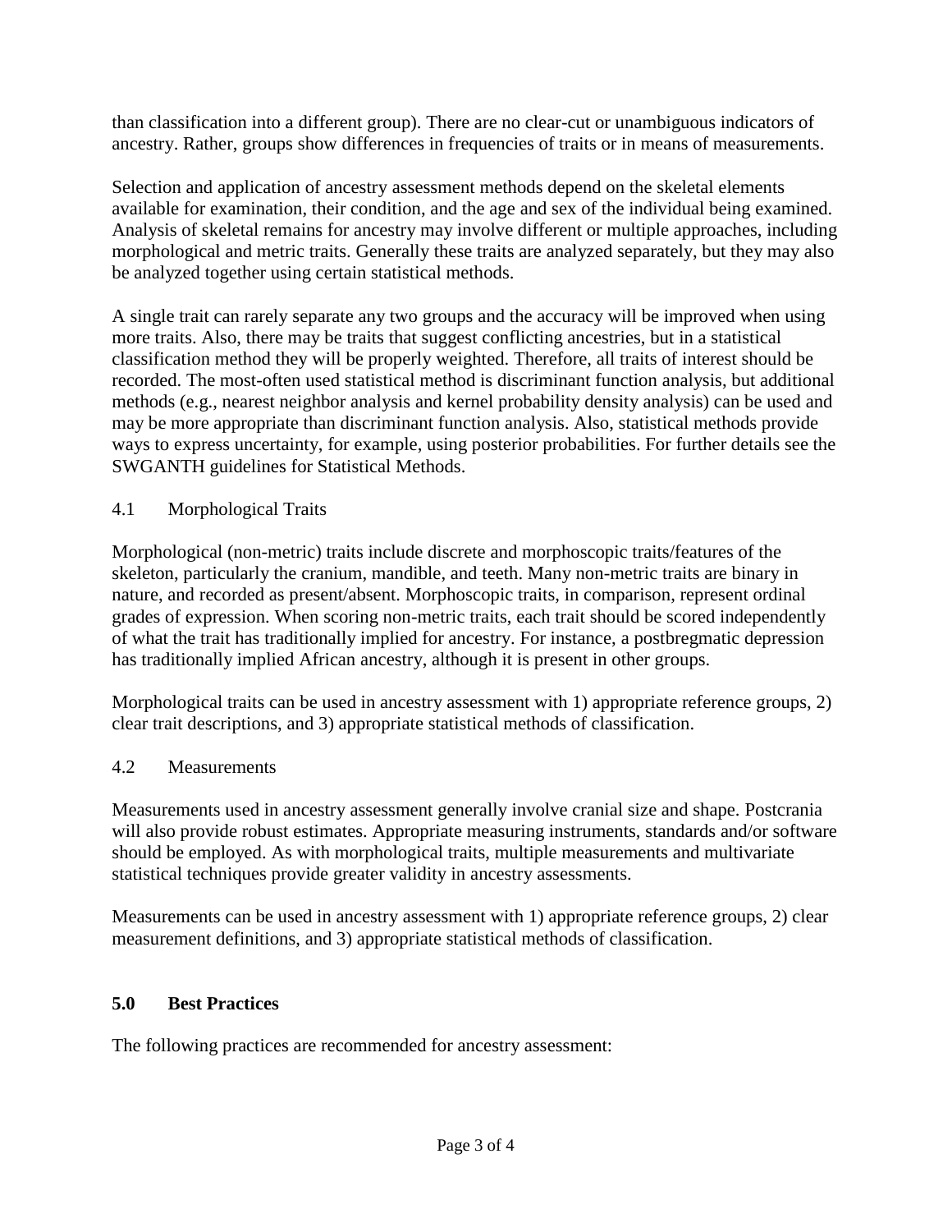than classification into a different group). There are no clear-cut or unambiguous indicators of ancestry. Rather, groups show differences in frequencies of traits or in means of measurements.

Selection and application of ancestry assessment methods depend on the skeletal elements available for examination, their condition, and the age and sex of the individual being examined. Analysis of skeletal remains for ancestry may involve different or multiple approaches, including morphological and metric traits. Generally these traits are analyzed separately, but they may also be analyzed together using certain statistical methods.

A single trait can rarely separate any two groups and the accuracy will be improved when using more traits. Also, there may be traits that suggest conflicting ancestries, but in a statistical classification method they will be properly weighted. Therefore, all traits of interest should be recorded. The most-often used statistical method is discriminant function analysis, but additional methods (e.g., nearest neighbor analysis and kernel probability density analysis) can be used and may be more appropriate than discriminant function analysis. Also, statistical methods provide ways to express uncertainty, for example, using posterior probabilities. For further details see the SWGANTH guidelines for Statistical Methods.

### 4.1 Morphological Traits

Morphological (non-metric) traits include discrete and morphoscopic traits/features of the skeleton, particularly the cranium, mandible, and teeth. Many non-metric traits are binary in nature, and recorded as present/absent. Morphoscopic traits, in comparison, represent ordinal grades of expression. When scoring non-metric traits, each trait should be scored independently of what the trait has traditionally implied for ancestry. For instance, a postbregmatic depression has traditionally implied African ancestry, although it is present in other groups.

Morphological traits can be used in ancestry assessment with 1) appropriate reference groups, 2) clear trait descriptions, and 3) appropriate statistical methods of classification.

### 4.2 Measurements

Measurements used in ancestry assessment generally involve cranial size and shape. Postcrania will also provide robust estimates. Appropriate measuring instruments, standards and/or software should be employed. As with morphological traits, multiple measurements and multivariate statistical techniques provide greater validity in ancestry assessments.

Measurements can be used in ancestry assessment with 1) appropriate reference groups, 2) clear measurement definitions, and 3) appropriate statistical methods of classification.

## 5.0 Best Practices

The following practices are recommended for ancestry assessment: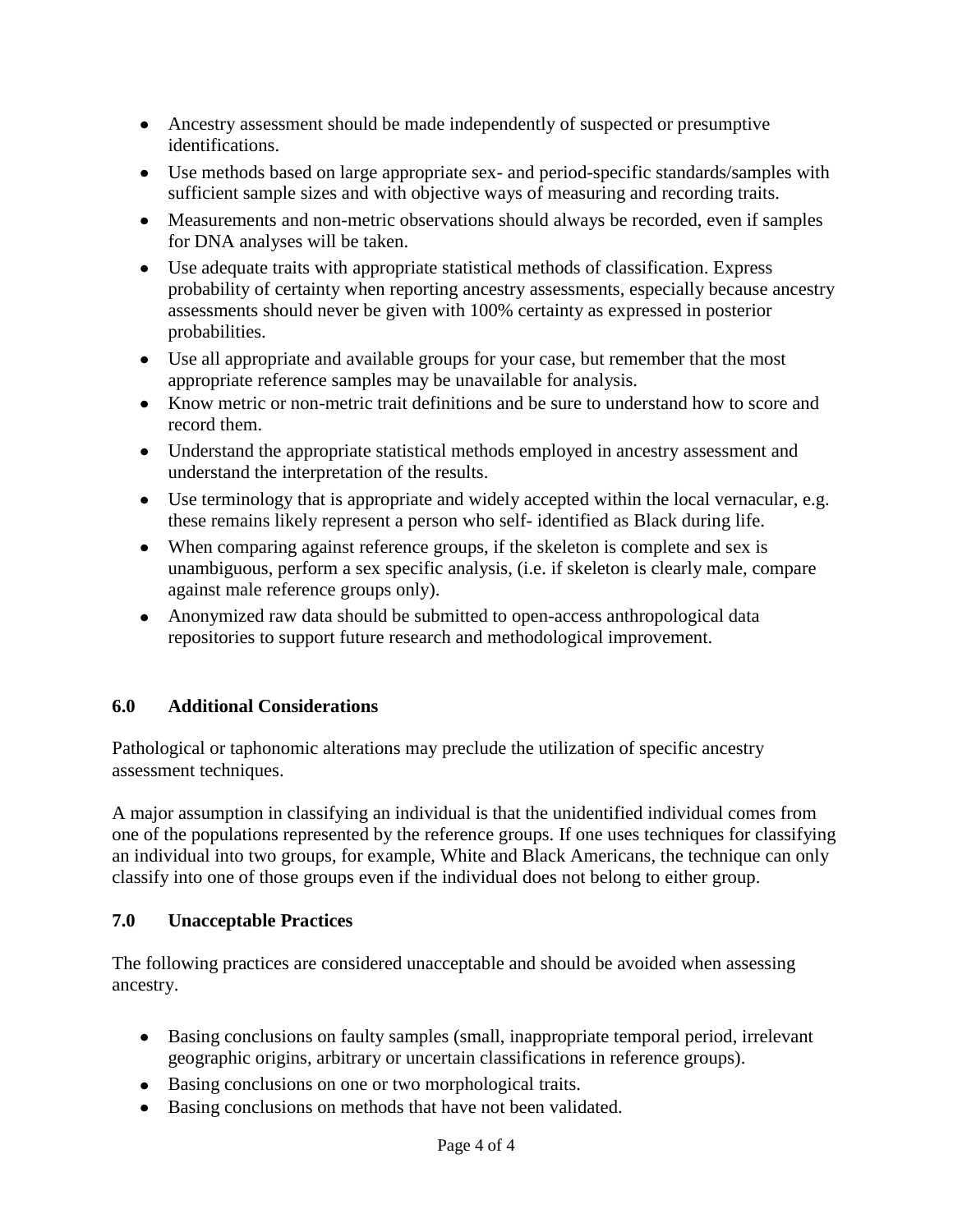- Ancestry assessment should be made independently of suspected or presumptive identifications.
- Use methods based on large appropriate sex- and period-specific standards/samples with sufficient sample sizes and with objective ways of measuring and recording traits.
- Measurements and non-metric observations should always be recorded, even if samples for DNA analyses will be taken.
- Use adequate traits with appropriate statistical methods of classification. Express probability of certainty when reporting ancestry assessments, especially because ancestry assessments should never be given with 100% certainty as expressed in posterior probabilities.
- Use all appropriate and available groups for your case, but remember that the most appropriate reference samples may be unavailable for analysis.
- Know metric or non-metric trait definitions and be sure to understand how to score and record them.
- Understand the appropriate statistical methods employed in ancestry assessment and understand the interpretation of the results.
- Use terminology that is appropriate and widely accepted within the local vernacular, e.g. these remains likely represent a person who self- identified as Black during life.
- When comparing against reference groups, if the skeleton is complete and sex is unambiguous, perform a sex specific analysis, (i.e. if skeleton is clearly male, compare against male reference groups only).
- Anonymized raw data should be submitted to open-access anthropological data repositories to support future research and methodological improvement.

## 6.0 Additional Considerations

Pathological or taphonomic alterations may preclude the utilization of specific ancestry assessment techniques.

A major assumption in classifying an individual is that the unidentified individual comes from one of the populations represented by the reference groups. If one uses techniques for classifying an individual into two groups, for example, White and Black Americans, the technique can only classify into one of those groups even if the individual does not belong to either group.

## 7.0 Unacceptable Practices

The following practices are considered unacceptable and should be avoided when assessing ancestry.

- Basing conclusions on faulty samples (small, inappropriate temporal period, irrelevant geographic origins, arbitrary or uncertain classifications in reference groups).
- Basing conclusions on one or two morphological traits.
- Basing conclusions on methods that have not been validated.